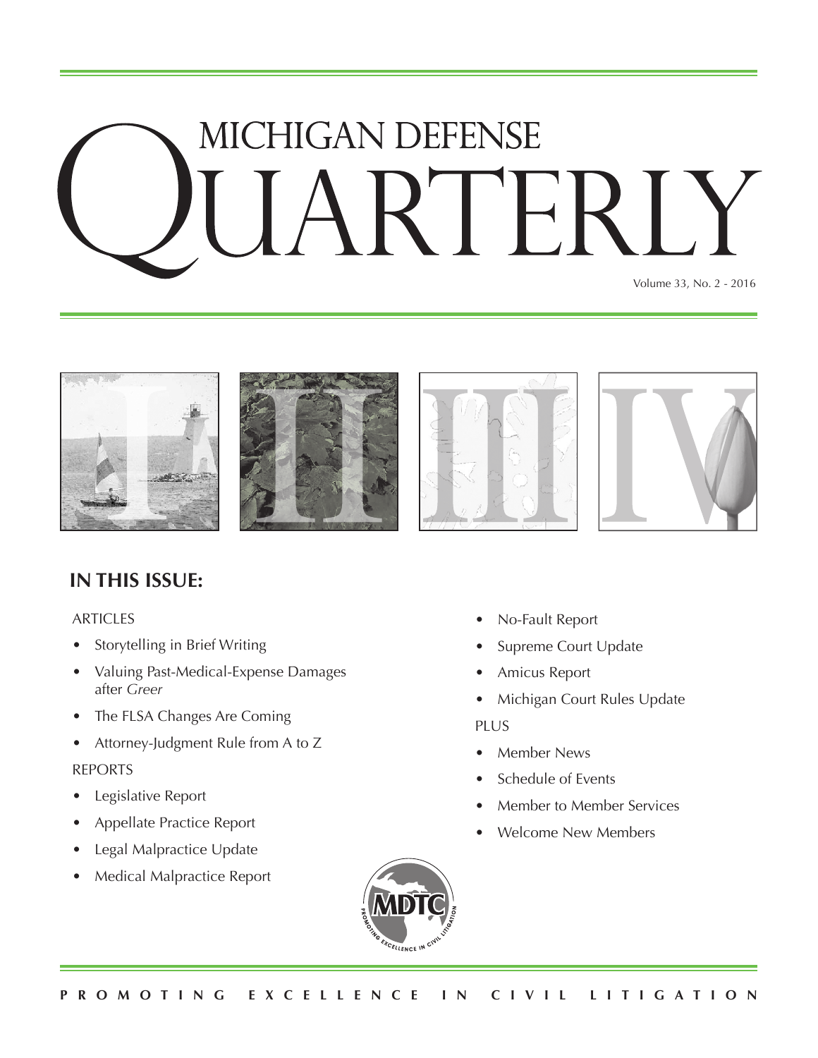# MICHIGAN DEFENSE QUARTERLY

Volume 33, No. 2 - 2016

## IN THIS ISSUE:

ARTICLES

- Storytelling in Brief Writing
- Valuing Past-Medical-Expense Damages after *Greer*
- The FLSA Changes Are Coming
- Attorney-Judgment Rule from A to Z

REPORTS

- Legislative Report
- Appellate Practice Report
- Legal Malpractice Update
- Medical Malpractice Report
- No-Fault Report
- Supreme Court Update
- Amicus Report
- Michigan Court Rules Update

PLUS

- Member News
- Schedule of Events
- Member to Member Services
- Welcome New Members

MDTC — PROMOTING EXCELLENCE IN CIVIL LITIGATION

PROMOTING EXCELLENCE IN CIVIL LITIGATION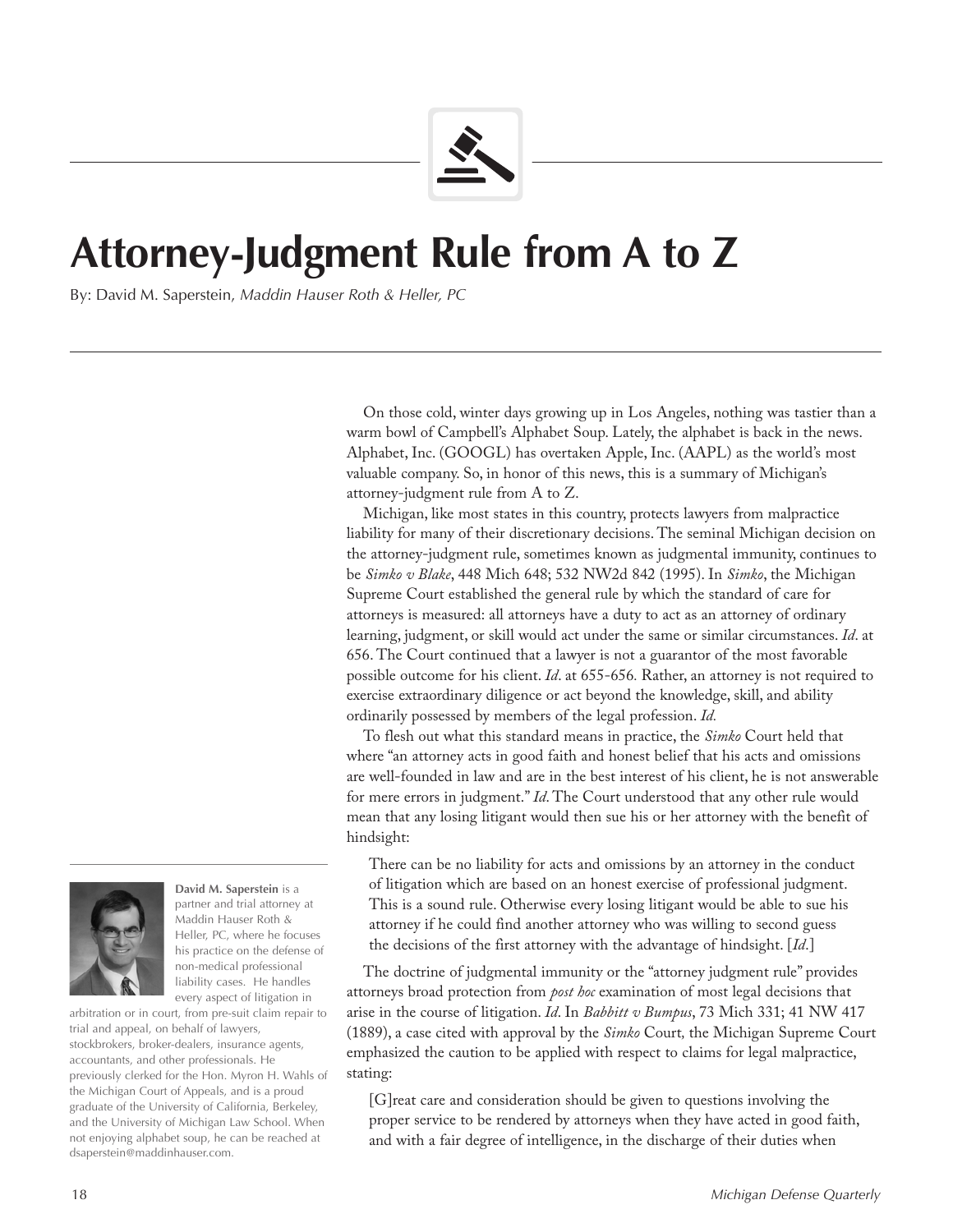# Attorney-Judgment Rule from A to Z

By: David M. Saperstein, *Maddin Hauser Roth & Heller, PC*

On those cold, winter days growing up in Los Angeles, nothing was tastier than a warm bowl of Campbell's Alphabet Soup. Lately, the alphabet is back in the news. Alphabet, Inc. (GOOGL) has overtaken Apple, Inc. (AAPL) as the world's most valuable company. So, in honor of this news, this is a summary of Michigan's attorney-judgment rule from A to Z.

Michigan, like most states in this country, protects lawyers from malpractice liability for many of their discretionary decisions. The seminal Michigan decision on the attorney-judgment rule, sometimes known as judgmental immunity, continues to be *Simko v Blake*, 448 Mich 648; 532 NW2d 842 (1995). In *Simko*, the Michigan Supreme Court established the general rule by which the standard of care for attorneys is measured: all attorneys have a duty to act as an attorney of ordinary learning, judgment, or skill would act under the same or similar circumstances. *Id*. at 656. The Court continued that a lawyer is not a guarantor of the most favorable possible outcome for his client. *Id*. at 655-656. Rather, an attorney is not required to exercise extraordinary diligence or act beyond the knowledge, skill, and ability ordinarily possessed by members of the legal profession. *Id.*

To flesh out what this standard means in practice, the *Simko* Court held that where "an attorney acts in good faith and honest belief that his acts and omissions are well-founded in law and are in the best interest of his client, he is not answerable for mere errors in judgment." *Id*. The Court understood that any other rule would mean that any losing litigant would then sue his or her attorney with the benefit of hindsight:

> There can be no liability for acts and omissions by an attorney in the conduct of litigation which are based on an honest exercise of professional judgment. This is a sound rule. Otherwise every losing litigant would be able to sue his attorney if he could find another attorney who was willing to second guess the decisions of the first attorney with the advantage of hindsight. [*Id*.]

The doctrine of judgmental immunity or the "attorney judgment rule" provides attorneys broad protection from *post hoc* examination of most legal decisions that arise in the course of litigation. *Id*. In *Babbitt v Bumpus*, 73 Mich 331; 41 NW 417 (1889), a case cited with approval by the *Simko* Court, the Michigan Supreme Court emphasized the caution to be applied with respect to claims for legal malpractice, stating:

> [G]reat care and consideration should be given to questions involving the proper service to be rendered by attorneys when they have acted in good faith, and with a fair degree of intelligence, in the discharge of their duties when

**David M. Saperstein** is a partner and trial attorney at Maddin Hauser Roth & Heller, PC, where he focuses his practice on the defense of non-medical professional liability cases. He handles every aspect of litigation in arbitration or in court, from pre-suit claim repair to trial and appeal, on behalf of lawyers, stockbrokers, broker-dealers, insurance agents, accountants, and other professionals. He previously clerked for the Hon. Myron H. Wahls of the Michigan Court of Appeals, and is a proud graduate of the University of California, Berkeley, and the University of Michigan Law School. When not enjoying alphabet soup, he can be reached at dsaperstein@maddinhauser.com.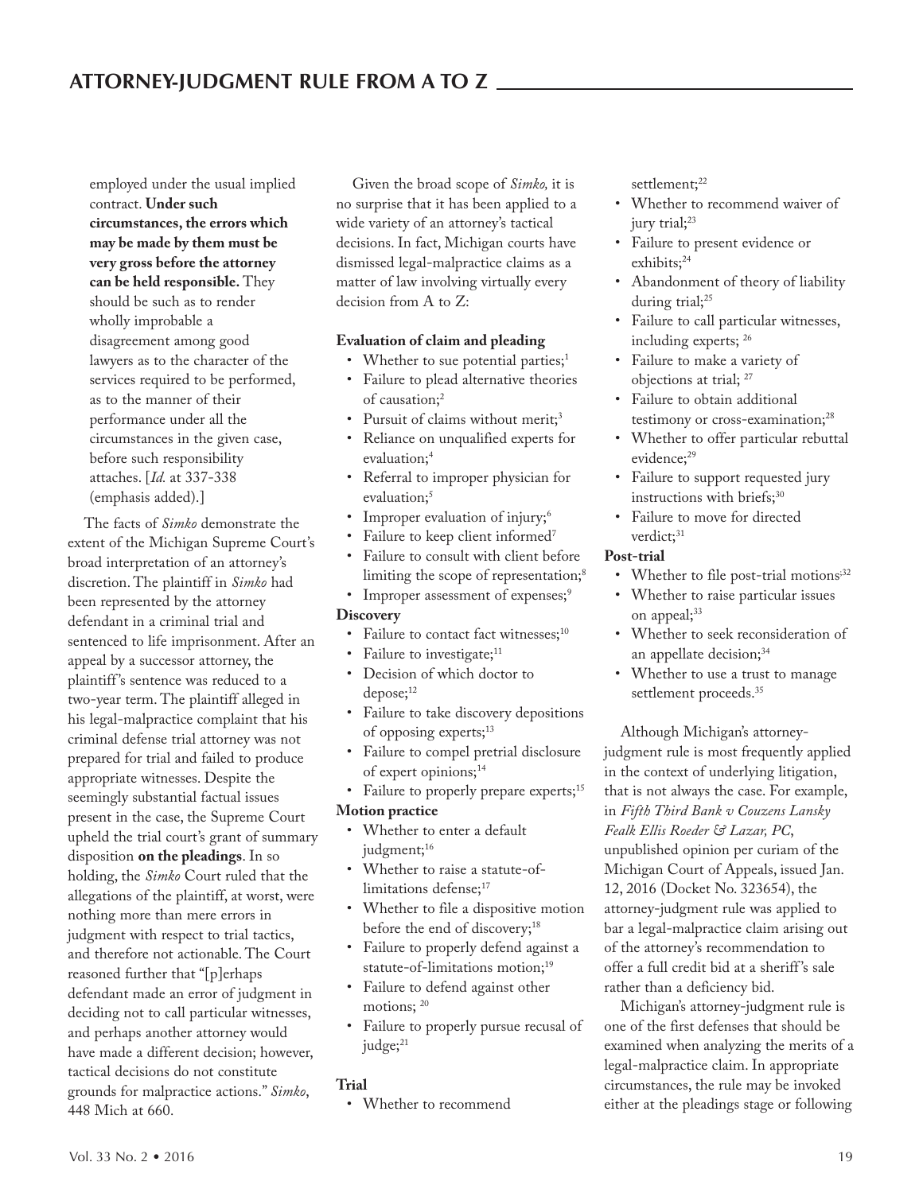> employed under the usual implied contract. **Under such circumstances, the errors which may be made by them must be very gross before the attorney can be held responsible.** They should be such as to render wholly improbable a disagreement among good lawyers as to the character of the services required to be performed, as to the manner of their performance under all the circumstances in the given case, before such responsibility attaches. [*Id.* at 337-338 (emphasis added).]

The facts of *Simko* demonstrate the extent of the Michigan Supreme Court's broad interpretation of an attorney's discretion. The plaintiff in *Simko* had been represented by the attorney defendant in a criminal trial and sentenced to life imprisonment. After an appeal by a successor attorney, the plaintiff's sentence was reduced to a two-year term. The plaintiff alleged in his legal-malpractice complaint that his criminal defense trial attorney was not prepared for trial and failed to produce appropriate witnesses. Despite the seemingly substantial factual issues present in the case, the Supreme Court upheld the trial court's grant of summary disposition **on the pleadings**. In so holding, the *Simko* Court ruled that the allegations of the plaintiff, at worst, were nothing more than mere errors in judgment with respect to trial tactics, and therefore not actionable. The Court reasoned further that "[p]erhaps defendant made an error of judgment in deciding not to call particular witnesses, and perhaps another attorney would have made a different decision; however, tactical decisions do not constitute grounds for malpractice actions." *Simko*, 448 Mich at 660.

Given the broad scope of *Simko,* it is no surprise that it has been applied to a wide variety of an attorney's tactical decisions. In fact, Michigan courts have dismissed legal-malpractice claims as a matter of law involving virtually every decision from A to Z:

**Evaluation of claim and pleading**

- Whether to sue potential parties;[1]
- Failure to plead alternative theories of causation;[2]
- Pursuit of claims without merit;[3]
- Reliance on unqualified experts for evaluation;[4]
- Referral to improper physician for evaluation;[5]
- Improper evaluation of injury;[6]
- Failure to keep client informed[7]
- Failure to consult with client before limiting the scope of representation;[8]
- Improper assessment of expenses;[9]

**Discovery**

- Failure to contact fact witnesses;[10]
- Failure to investigate;[11]
- Decision of which doctor to depose;[12]
- Failure to take discovery depositions of opposing experts;[13]
- Failure to compel pretrial disclosure of expert opinions;[14]
- Failure to properly prepare experts;[15]

**Motion practice**

- Whether to enter a default judgment;[16]
- Whether to raise a statute-of-limitations defense;[17]
- Whether to file a dispositive motion before the end of discovery;[18]
- Failure to properly defend against a statute-of-limitations motion;[19]
- Failure to defend against other motions; [20]
- Failure to properly pursue recusal of judge;[21]

**Trial**

- Whether to recommend settlement;[22]
- Whether to recommend waiver of jury trial;[23]
- Failure to present evidence or exhibits;[24]
- Abandonment of theory of liability during trial;[25]
- Failure to call particular witnesses, including experts; [26]
- Failure to make a variety of objections at trial; [27]
- Failure to obtain additional testimony or cross-examination;[28]
- Whether to offer particular rebuttal evidence;[29]
- Failure to support requested jury instructions with briefs;[30]
- Failure to move for directed verdict;[31]

**Post-trial**

- Whether to file post-trial motions[32]
- Whether to raise particular issues on appeal;[33]
- Whether to seek reconsideration of an appellate decision;[34]
- Whether to use a trust to manage settlement proceeds.[35]

Although Michigan's attorney-judgment rule is most frequently applied in the context of underlying litigation, that is not always the case. For example, in *Fifth Third Bank v Couzens Lansky Fealk Ellis Roeder & Lazar, PC*, unpublished opinion per curiam of the Michigan Court of Appeals, issued Jan. 12, 2016 (Docket No. 323654), the attorney-judgment rule was applied to bar a legal-malpractice claim arising out of the attorney's recommendation to offer a full credit bid at a sheriff's sale rather than a deficiency bid.

Michigan's attorney-judgment rule is one of the first defenses that should be examined when analyzing the merits of a legal-malpractice claim. In appropriate circumstances, the rule may be invoked either at the pleadings stage or following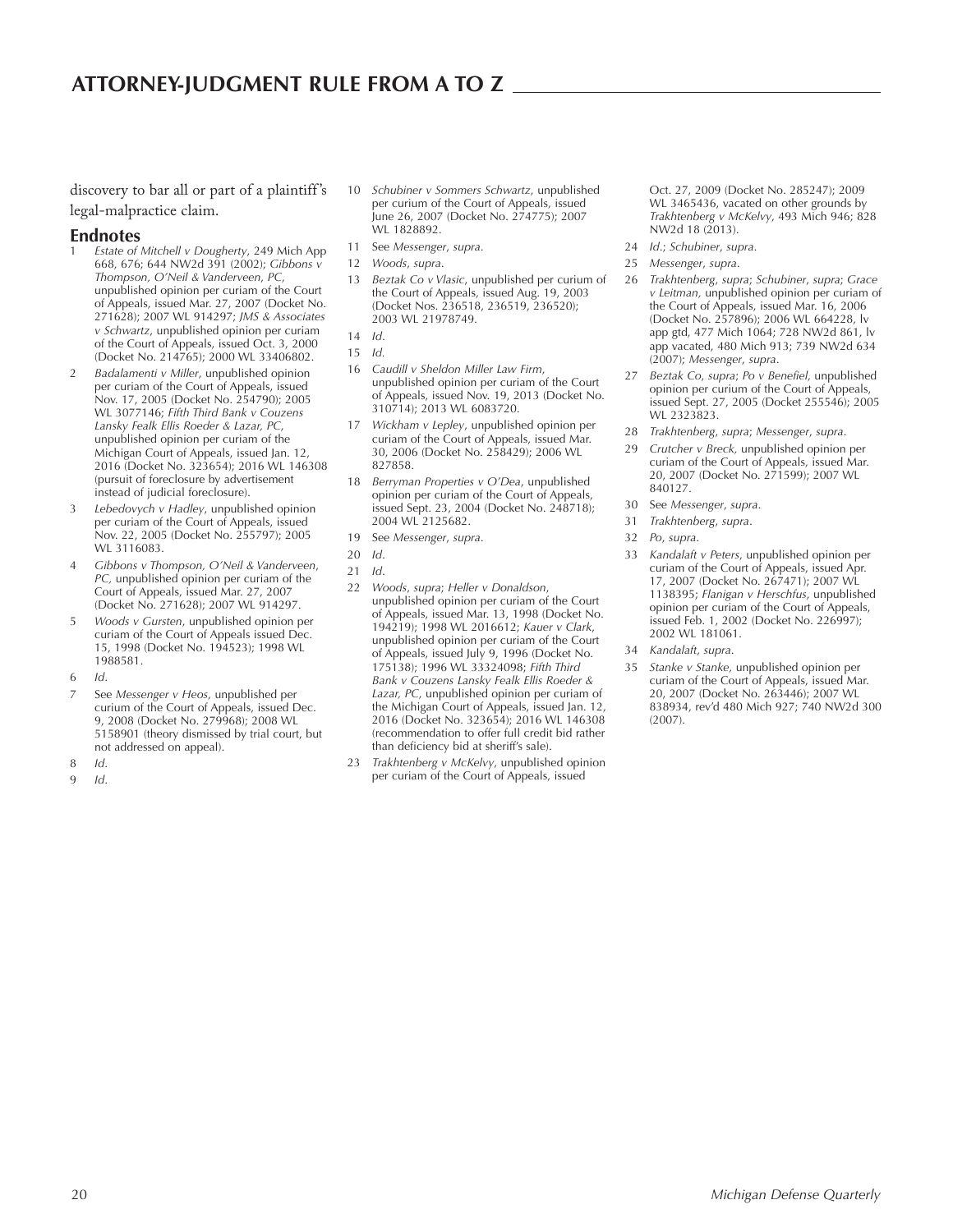discovery to bar all or part of a plaintiff's legal-malpractice claim.

## Endnotes

1. *Estate of Mitchell v Dougherty*, 249 Mich App 668, 676; 644 NW2d 391 (2002); *Gibbons v Thompson, O'Neil & Vanderveen, PC*, unpublished opinion per curiam of the Court of Appeals, issued Mar. 27, 2007 (Docket No. 271628); 2007 WL 914297; *JMS & Associates v Schwartz*, unpublished opinion per curiam of the Court of Appeals, issued Oct. 3, 2000 (Docket No. 214765); 2000 WL 33406802.
2. *Badalamenti v Miller*, unpublished opinion per curiam of the Court of Appeals, issued Nov. 17, 2005 (Docket No. 254790); 2005 WL 3077146; *Fifth Third Bank v Couzens Lansky Fealk Ellis Roeder & Lazar, PC*, unpublished opinion per curiam of the Michigan Court of Appeals, issued Jan. 12, 2016 (Docket No. 323654); 2016 WL 146308 (pursuit of foreclosure by advertisement instead of judicial foreclosure).
3. *Lebedovych v Hadley*, unpublished opinion per curiam of the Court of Appeals, issued Nov. 22, 2005 (Docket No. 255797); 2005 WL 3116083.
4. *Gibbons v Thompson, O'Neil & Vanderveen, PC,* unpublished opinion per curiam of the Court of Appeals, issued Mar. 27, 2007 (Docket No. 271628); 2007 WL 914297.
5. *Woods v Gursten*, unpublished opinion per curiam of the Court of Appeals issued Dec. 15, 1998 (Docket No. 194523); 1998 WL 1988581.
6. *Id*.
7. See *Messenger v Heos*, unpublished per curium of the Court of Appeals, issued Dec. 9, 2008 (Docket No. 279968); 2008 WL 5158901 (theory dismissed by trial court, but not addressed on appeal).
8. *Id*.
9. *Id*.
10. *Schubiner v Sommers Schwartz*, unpublished per curium of the Court of Appeals, issued June 26, 2007 (Docket No. 274775); 2007 WL 1828892.
11. See *Messenger, supra*.
12. *Woods, supra*.
13. *Beztak Co v Vlasic*, unpublished per curium of the Court of Appeals, issued Aug. 19, 2003 (Docket Nos. 236518, 236519, 236520); 2003 WL 21978749.
14. *Id*.
15. *Id*.
16. *Caudill v Sheldon Miller Law Firm*, unpublished opinion per curiam of the Court of Appeals, issued Nov. 19, 2013 (Docket No. 310714); 2013 WL 6083720.
17. *Wickham v Lepley*, unpublished opinion per curiam of the Court of Appeals, issued Mar. 30, 2006 (Docket No. 258429); 2006 WL 827858.
18. *Berryman Properties v O'Dea*, unpublished opinion per curiam of the Court of Appeals, issued Sept. 23, 2004 (Docket No. 248718); 2004 WL 2125682.
19. See *Messenger, supra*.
20. *Id*.
21. *Id*.
22. *Woods, supra*; *Heller v Donaldson*, unpublished opinion per curiam of the Court of Appeals, issued Mar. 13, 1998 (Docket No. 194219); 1998 WL 2016612; *Kauer v Clark*, unpublished opinion per curiam of the Court of Appeals, issued July 9, 1996 (Docket No. 175138); 1996 WL 33324098; *Fifth Third Bank v Couzens Lansky Fealk Ellis Roeder & Lazar, PC*, unpublished opinion per curiam of the Michigan Court of Appeals, issued Jan. 12, 2016 (Docket No. 323654); 2016 WL 146308 (recommendation to offer full credit bid rather than deficiency bid at sheriff's sale).
23. *Trakhtenberg v McKelvy*, unpublished opinion per curiam of the Court of Appeals, issued Oct. 27, 2009 (Docket No. 285247); 2009 WL 3465436, vacated on other grounds by *Trakhtenberg v McKelvy*, 493 Mich 946; 828 NW2d 18 (2013).
24. *Id.*; *Schubiner, supra*.
25. *Messenger, supra*.
26. *Trakhtenberg, supra*; *Schubiner, supra*; *Grace v Leitman,* unpublished opinion per curiam of the Court of Appeals, issued Mar. 16, 2006 (Docket No. 257896); 2006 WL 664228, lv app gtd, 477 Mich 1064; 728 NW2d 861, lv app vacated, 480 Mich 913; 739 NW2d 634 (2007); *Messenger, supra*.
27. *Beztak Co, supra*; *Po v Benefiel*, unpublished opinion per curium of the Court of Appeals, issued Sept. 27, 2005 (Docket 255546); 2005 WL 2323823.
28. *Trakhtenberg, supra*; *Messenger, supra*.
29. *Crutcher v Breck,* unpublished opinion per curiam of the Court of Appeals, issued Mar. 20, 2007 (Docket No. 271599); 2007 WL 840127.
30. See *Messenger, supra*.
31. *Trakhtenberg, supra*.
32. *Po, supra*.
33. *Kandalaft v Peters*, unpublished opinion per curiam of the Court of Appeals, issued Apr. 17, 2007 (Docket No. 267471); 2007 WL 1138395; *Flanigan v Herschfus*, unpublished opinion per curiam of the Court of Appeals, issued Feb. 1, 2002 (Docket No. 226997); 2002 WL 181061.
34. *Kandalaft, supra*.
35. *Stanke v Stanke,* unpublished opinion per curiam of the Court of Appeals, issued Mar. 20, 2007 (Docket No. 263446); 2007 WL 838934, rev'd 480 Mich 927; 740 NW2d 300 (2007).